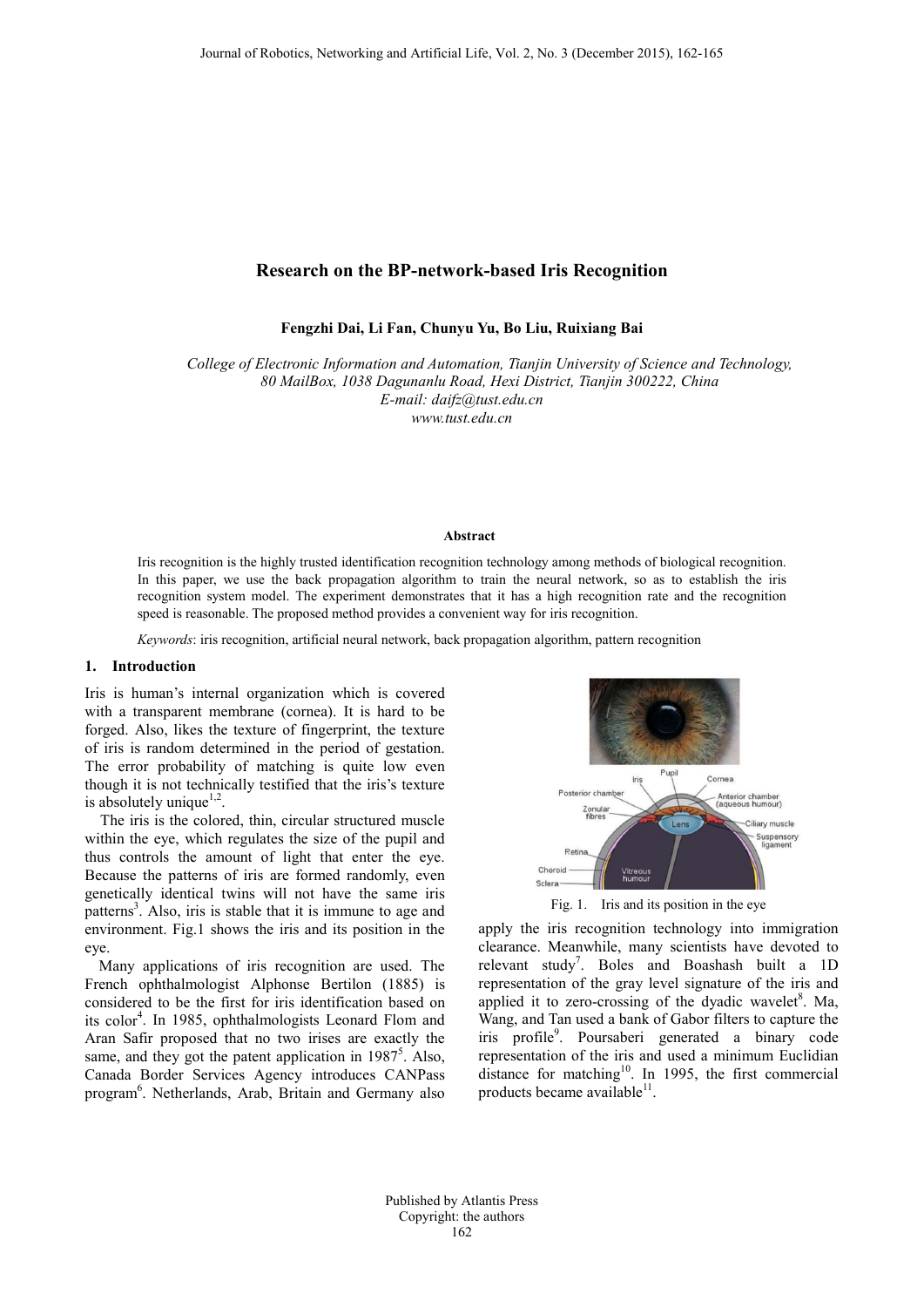# Research on the BP-network-based Iris Recognition

**Fengzhi Dai, Li Fan, Chunyu Yu, Bo Liu, Ruixiang Bai**

*College of Electronic Information and Automation, Tianjin University of Science and Technology, 80 MailBox, 1038 Dagunanlu Road, Hexi District, Tianjin 300222, China*
*E-mail: daifz@tust.edu.cn*
*www.tust.edu.cn*

## Abstract

Iris recognition is the highly trusted identification recognition technology among methods of biological recognition. In this paper, we use the back propagation algorithm to train the neural network, so as to establish the iris recognition system model. The experiment demonstrates that it has a high recognition rate and the recognition speed is reasonable. The proposed method provides a convenient way for iris recognition.

*Keywords*: iris recognition, artificial neural network, back propagation algorithm, pattern recognition

## 1. Introduction

Iris is human's internal organization which is covered with a transparent membrane (cornea). It is hard to be forged. Also, likes the texture of fingerprint, the texture of iris is random determined in the period of gestation. The error probability of matching is quite low even though it is not technically testified that the iris's texture is absolutely unique[1,2].

The iris is the colored, thin, circular structured muscle within the eye, which regulates the size of the pupil and thus controls the amount of light that enter the eye. Because the patterns of iris are formed randomly, even genetically identical twins will not have the same iris patterns[3]. Also, iris is stable that it is immune to age and environment. Fig.1 shows the iris and its position in the eye.

Many applications of iris recognition are used. The French ophthalmologist Alphonse Bertilon (1885) is considered to be the first for iris identification based on its color[4]. In 1985, ophthalmologists Leonard Flom and Aran Safir proposed that no two irises are exactly the same, and they got the patent application in 1987[5]. Also, Canada Border Services Agency introduces CANPass program[6]. Netherlands, Arab, Britain and Germany also apply the iris recognition technology into immigration clearance. Meanwhile, many scientists have devoted to relevant study[7]. Boles and Boashash built a 1D representation of the gray level signature of the iris and applied it to zero-crossing of the dyadic wavelet[8]. Ma, Wang, and Tan used a bank of Gabor filters to capture the iris profile[9]. Poursaberi generated a binary code representation of the iris and used a minimum Euclidian distance for matching[10]. In 1995, the first commercial products became available[11].

Fig. 1. Iris and its position in the eye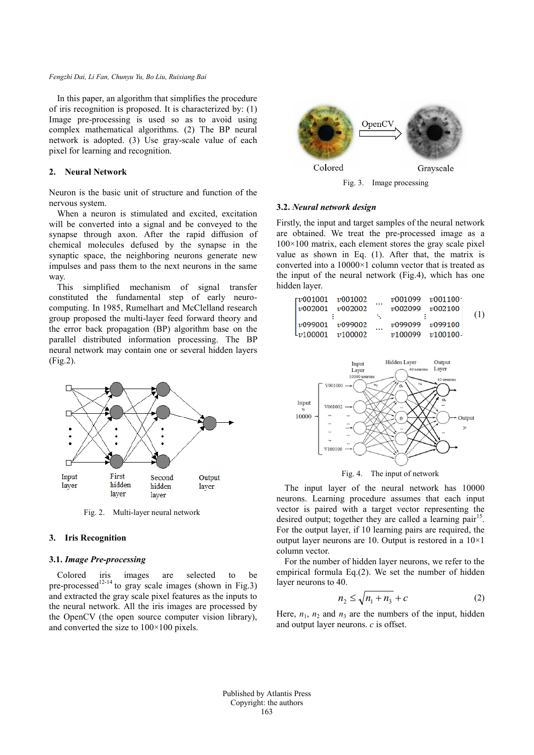In this paper, an algorithm that simplifies the procedure of iris recognition is proposed. It is characterized by: (1) Image pre-processing is used so as to avoid using complex mathematical algorithms. (2) The BP neural network is adopted. (3) Use gray-scale value of each pixel for learning and recognition.

## 2. Neural Network

Neuron is the basic unit of structure and function of the nervous system.

When a neuron is stimulated and excited, excitation will be converted into a signal and be conveyed to the synapse through axon. After the rapid diffusion of chemical molecules defused by the synapse in the synaptic space, the neighboring neurons generate new impulses and pass them to the next neurons in the same way.

This simplified mechanism of signal transfer constituted the fundamental step of early neuro-computing. In 1985, Rumelhart and McClelland research group proposed the multi-layer feed forward theory and the error back propagation (BP) algorithm base on the parallel distributed information processing. The BP neural network may contain one or several hidden layers (Fig.2).

Fig. 2. Multi-layer neural network

## 3. Iris Recognition

### 3.1. *Image Pre-processing*

Colored iris images are selected to be pre-processed[12-14] to gray scale images (shown in Fig.3) and extracted the gray scale pixel features as the inputs to the neural network. All the iris images are processed by the OpenCV (the open source computer vision library), and converted the size to 100×100 pixels.

Fig. 3. Image processing

### 3.2. *Neural network design*

Firstly, the input and target samples of the neural network are obtained. We treat the pre-processed image as a 100×100 matrix, each element stores the gray scale pixel value as shown in Eq. (1). After that, the matrix is converted into a 10000×1 column vector that is treated as the input of the neural network (Fig.4), which has one hidden layer.

$$\begin{bmatrix} v001001 & v001002 & \cdots & v001099 & v001100 \\ v002001 & v002002 & & v002099 & v002100 \\ \vdots & & \ddots & & \vdots \\ v099001 & v099002 & & v099099 & v099100 \\ v100001 & v100002 & \cdots & v100099 & v100100 \end{bmatrix} \quad (1)$$

Fig. 4. The input of the network

The input layer of the neural network has 10000 neurons. Learning procedure assumes that each input vector is paired with a target vector representing the desired output; together they are called a learning pair[15]. For the output layer, if 10 learning pairs are required, the output layer neurons are 10. Output is restored in a 10×1 column vector.

For the number of hidden layer neurons, we refer to the empirical formula Eq.(2). We set the number of hidden layer neurons to 40.

$$n_2 \leq \sqrt{n_1 + n_3} + c \quad (2)$$

Here, $n_1$, $n_2$ and $n_3$ are the numbers of the input, hidden and output layer neurons. $c$ is offset.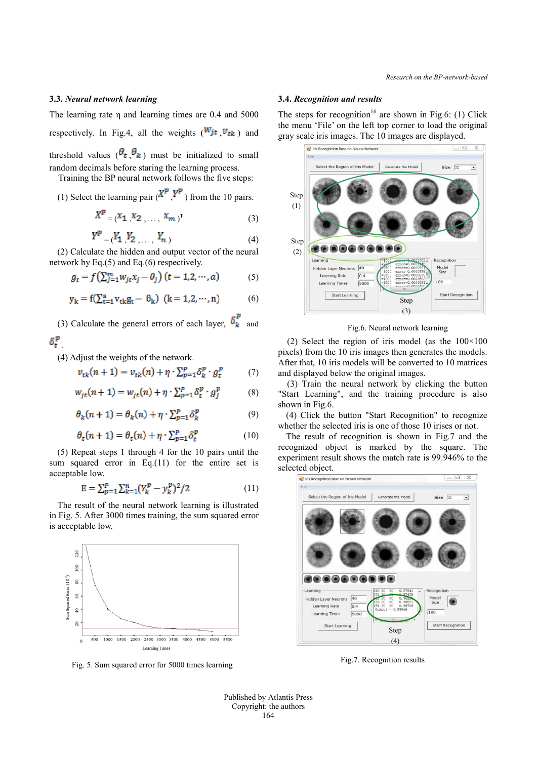### 3.3. *Neural network learning*

The learning rate η and learning times are 0.4 and 5000 respectively. In Fig.4, all the weights ($w_{jt}$, $v_{tk}$) and threshold values ($\theta_t$, $\theta_k$) must be initialized to small random decimals before staring the learning process.

Training the BP neural network follows the five steps:

(1) Select the learning pair ($X^p$, $Y^p$) from the 10 pairs.

$$X^p = (x_1, x_2, \ldots, x_m)^T \tag{3}$$

$$Y^p = (Y_1, Y_2, \ldots, Y_n) \tag{4}$$

(2) Calculate the hidden and output vector of the neural network by Eq.(5) and Eq.(6) respectively.

$$g_t = f\left(\sum_{j=1}^{m} w_{jt} x_j - \theta_j\right) \quad (t = 1,2,\cdots,a) \tag{5}$$

$$y_k = f\left(\sum_{t=1}^{a} v_{tk} g_t - \theta_k\right) \quad (k = 1,2,\cdots,n) \tag{6}$$

(3) Calculate the general errors of each layer, $\delta_k^p$ and $\delta_t^p$.

(4) Adjust the weights of the network.

$$v_{tk}(n+1) = v_{tk}(n) + \eta \cdot \sum_{p=1}^{P} \delta_k^p \cdot g_t^p \tag{7}$$

$$w_{jt}(n+1) = w_{jt}(n) + \eta \cdot \sum_{p=1}^{P} \delta_t^p \cdot g_j^p \tag{8}$$

$$\theta_k(n+1) = \theta_k(n) + \eta \cdot \sum_{p=1}^{P} \delta_k^p \tag{9}$$

$$\theta_t(n+1) = \theta_t(n) + \eta \cdot \sum_{p=1}^{P} \delta_t^p \tag{10}$$

(5) Repeat steps 1 through 4 for the 10 pairs until the sum squared error in Eq.(11) for the entire set is acceptable low.

$$E = \sum_{p=1}^{P} \sum_{k=1}^{n} (Y_k^p - y_k^p)^2 / 2 \tag{11}$$

The result of the neural network learning is illustrated in Fig. 5. After 3000 times training, the sum squared error is acceptable low.

Fig. 5. Sum squared error for 5000 times learning

### 3.4. *Recognition and results*

The steps for recognition[16] are shown in Fig.6: (1) Click the menu 'File' on the left top corner to load the original gray scale iris images. The 10 images are displayed.

Fig.6. Neural network learning

(2) Select the region of iris model (as the 100×100 pixels) from the 10 iris images then generates the models. After that, 10 iris models will be converted to 10 matrices and displayed below the original images.

(3) Train the neural network by clicking the button "Start Learning", and the training procedure is also shown in Fig.6.

(4) Click the button "Start Recognition" to recognize whether the selected iris is one of those 10 irises or not.

The result of recognition is shown in Fig.7 and the recognized object is marked by the square. The experiment result shows the match rate is 99.946% to the selected object.

Fig.7. Recognition results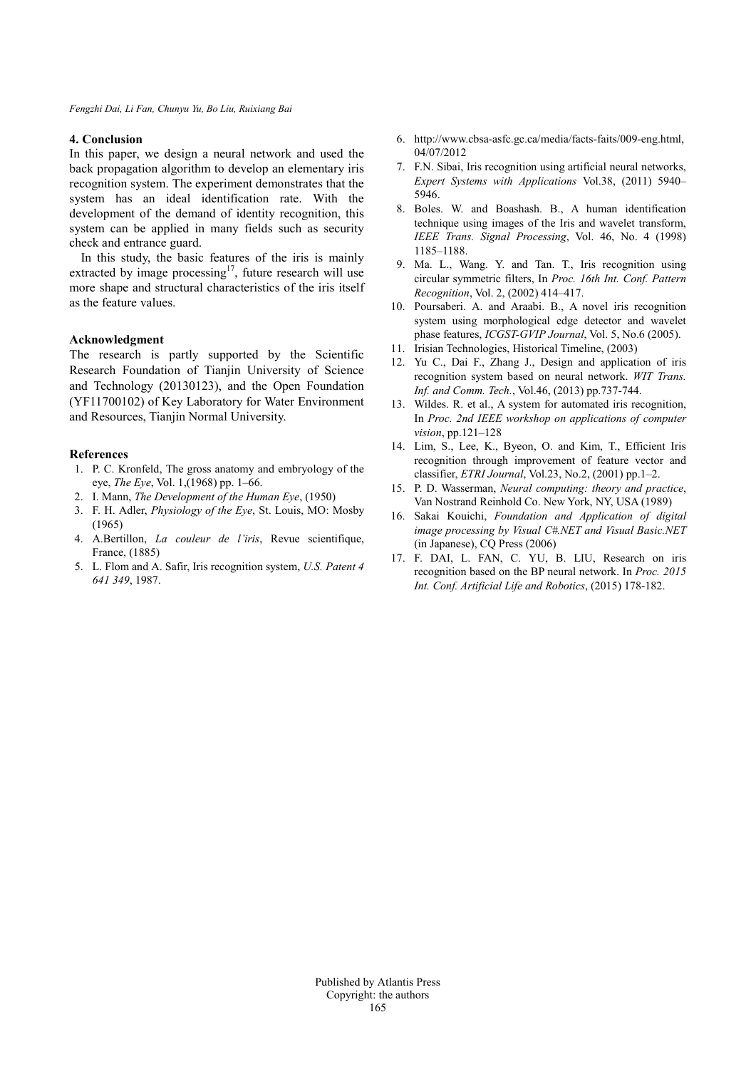## 4. Conclusion

In this paper, we design a neural network and used the back propagation algorithm to develop an elementary iris recognition system. The experiment demonstrates that the system has an ideal identification rate. With the development of the demand of identity recognition, this system can be applied in many fields such as security check and entrance guard.

In this study, the basic features of the iris is mainly extracted by image processing[17], future research will use more shape and structural characteristics of the iris itself as the feature values.

## Acknowledgment

The research is partly supported by the Scientific Research Foundation of Tianjin University of Science and Technology (20130123), and the Open Foundation (YF11700102) of Key Laboratory for Water Environment and Resources, Tianjin Normal University.

## References

1. P. C. Kronfeld, The gross anatomy and embryology of the eye, *The Eye*, Vol. 1,(1968) pp. 1–66.
2. I. Mann, *The Development of the Human Eye*, (1950)
3. F. H. Adler, *Physiology of the Eye*, St. Louis, MO: Mosby (1965)
4. A.Bertillon, *La couleur de l'iris*, Revue scientifique, France, (1885)
5. L. Flom and A. Safir, Iris recognition system, *U.S. Patent 4 641 349*, 1987.
6. http://www.cbsa-asfc.gc.ca/media/facts-faits/009-eng.html, 04/07/2012
7. F.N. Sibai, Iris recognition using artificial neural networks, *Expert Systems with Applications* Vol.38, (2011) 5940–5946.
8. Boles. W. and Boashash. B., A human identification technique using images of the Iris and wavelet transform, *IEEE Trans. Signal Processing*, Vol. 46, No. 4 (1998) 1185–1188.
9. Ma. L., Wang. Y. and Tan. T., Iris recognition using circular symmetric filters, In *Proc. 16th Int. Conf. Pattern Recognition*, Vol. 2, (2002) 414–417.
10. Poursaberi. A. and Araabi. B., A novel iris recognition system using morphological edge detector and wavelet phase features, *ICGST-GVIP Journal*, Vol. 5, No.6 (2005).
11. Irisian Technologies, Historical Timeline, (2003)
12. Yu C., Dai F., Zhang J., Design and application of iris recognition system based on neural network. *WIT Trans. Inf. and Comm. Tech.*, Vol.46, (2013) pp.737-744.
13. Wildes. R. et al., A system for automated iris recognition, In *Proc. 2nd IEEE workshop on applications of computer vision*, pp.121–128
14. Lim, S., Lee, K., Byeon, O. and Kim, T., Efficient Iris recognition through improvement of feature vector and classifier, *ETRI Journal*, Vol.23, No.2, (2001) pp.1–2.
15. P. D. Wasserman, *Neural computing: theory and practice*, Van Nostrand Reinhold Co. New York, NY, USA (1989)
16. Sakai Kouichi, *Foundation and Application of digital image processing by Visual C#.NET and Visual Basic.NET* (in Japanese), CQ Press (2006)
17. F. DAI, L. FAN, C. YU, B. LIU, Research on iris recognition based on the BP neural network. In *Proc. 2015 Int. Conf. Artificial Life and Robotics*, (2015) 178-182.